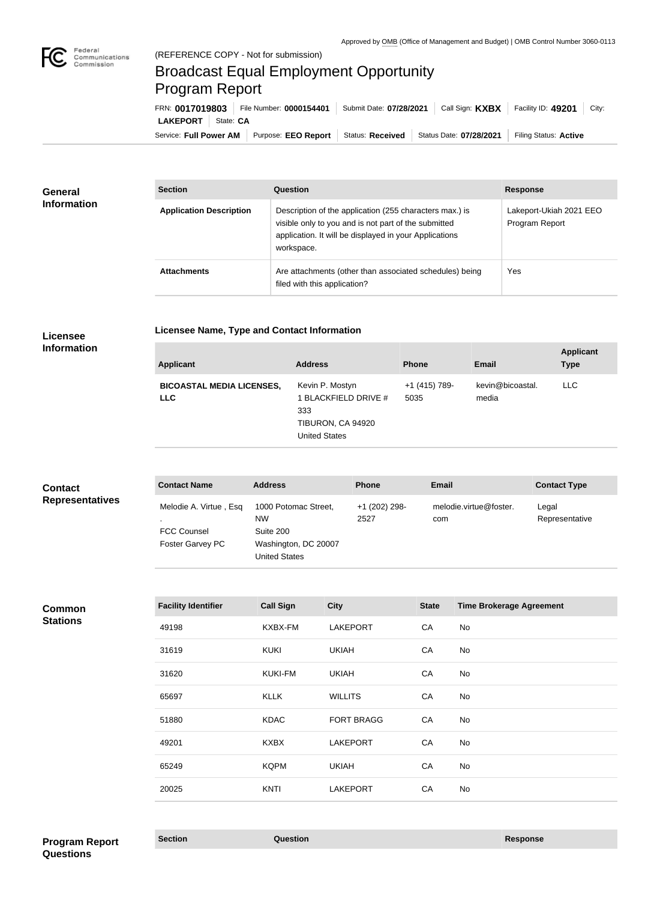Approved by OMB (Office of Management and Budget) | OMB Control Number 3060-0113

(REFERENCE COPY - Not for submission)

# Broadcast Equal Employment Opportunity Program Report

FRN: **0017019803** | File Number: **0000154401** | Submit Date: **07/28/2021** | Call Sign: **KXBX** | Facility ID: **49201** | City: **LAKEPORT** | State: **CA**

Service: **Full Power AM** | Purpose: **EEO Report** | Status: **Received** | Status Date: **07/28/2021** | Filing Status: **Active**

## General Information

| Section | Question | Response |
| --- | --- | --- |
| **Application Description** | Description of the application (255 characters max.) is visible only to you and is not part of the submitted application. It will be displayed in your Applications workspace. | Lakeport-Ukiah 2021 EEO Program Report |
| **Attachments** | Are attachments (other than associated schedules) being filed with this application? | Yes |

## Licensee Information

### Licensee Name, Type and Contact Information

| Applicant | Address | Phone | Email | Applicant Type |
| --- | --- | --- | --- | --- |
| **BICOASTAL MEDIA LICENSES, LLC** | Kevin P. Mostyn<br>1 BLACKFIELD DRIVE # 333<br>TIBURON, CA 94920<br>United States | +1 (415) 789-5035 | kevin@bicoastal.media | LLC |

## Contact Representatives

| Contact Name | Address | Phone | Email | Contact Type |
| --- | --- | --- | --- | --- |
| Melodie A. Virtue , Esq .<br>FCC Counsel<br>Foster Garvey PC | 1000 Potomac Street, NW<br>Suite 200<br>Washington, DC 20007<br>United States | +1 (202) 298-2527 | melodie.virtue@foster.com | Legal Representative |

## Common Stations

| Facility Identifier | Call Sign | City | State | Time Brokerage Agreement |
| --- | --- | --- | --- | --- |
| 49198 | KXBX-FM | LAKEPORT | CA | No |
| 31619 | KUKI | UKIAH | CA | No |
| 31620 | KUKI-FM | UKIAH | CA | No |
| 65697 | KLLK | WILLITS | CA | No |
| 51880 | KDAC | FORT BRAGG | CA | No |
| 49201 | KXBX | LAKEPORT | CA | No |
| 65249 | KQPM | UKIAH | CA | No |
| 20025 | KNTI | LAKEPORT | CA | No |

## Program Report Questions

| Section | Question | Response |
| --- | --- | --- |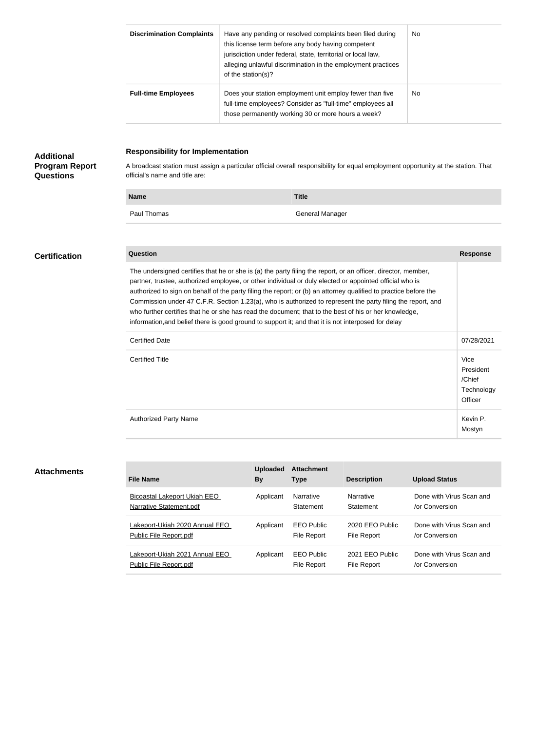| | | |
|---|---|---|
| **Discrimination Complaints** | Have any pending or resolved complaints been filed during this license term before any body having competent jurisdiction under federal, state, territorial or local law, alleging unlawful discrimination in the employment practices of the station(s)? | No |
| **Full-time Employees** | Does your station employment unit employ fewer than five full-time employees? Consider as "full-time" employees all those permanently working 30 or more hours a week? | No |

## Additional Program Report Questions

### Responsibility for Implementation

A broadcast station must assign a particular official overall responsibility for equal employment opportunity at the station. That official's name and title are:

| Name | Title |
|---|---|
| Paul Thomas | General Manager |

## Certification

| Question | Response |
|---|---|
| The undersigned certifies that he or she is (a) the party filing the report, or an officer, director, member, partner, trustee, authorized employee, or other individual or duly elected or appointed official who is authorized to sign on behalf of the party filing the report; or (b) an attorney qualified to practice before the Commission under 47 C.F.R. Section 1.23(a), who is authorized to represent the party filing the report, and who further certifies that he or she has read the document; that to the best of his or her knowledge, information,and belief there is good ground to support it; and that it is not interposed for delay | |
| Certified Date | 07/28/2021 |
| Certified Title | Vice President /Chief Technology Officer |
| Authorized Party Name | Kevin P. Mostyn |

## Attachments

| File Name | Uploaded By | Attachment Type | Description | Upload Status |
|---|---|---|---|---|
| Bicoastal Lakeport Ukiah EEO Narrative Statement.pdf | Applicant | Narrative Statement | Narrative Statement | Done with Virus Scan and /or Conversion |
| Lakeport-Ukiah 2020 Annual EEO Public File Report.pdf | Applicant | EEO Public File Report | 2020 EEO Public File Report | Done with Virus Scan and /or Conversion |
| Lakeport-Ukiah 2021 Annual EEO Public File Report.pdf | Applicant | EEO Public File Report | 2021 EEO Public File Report | Done with Virus Scan and /or Conversion |